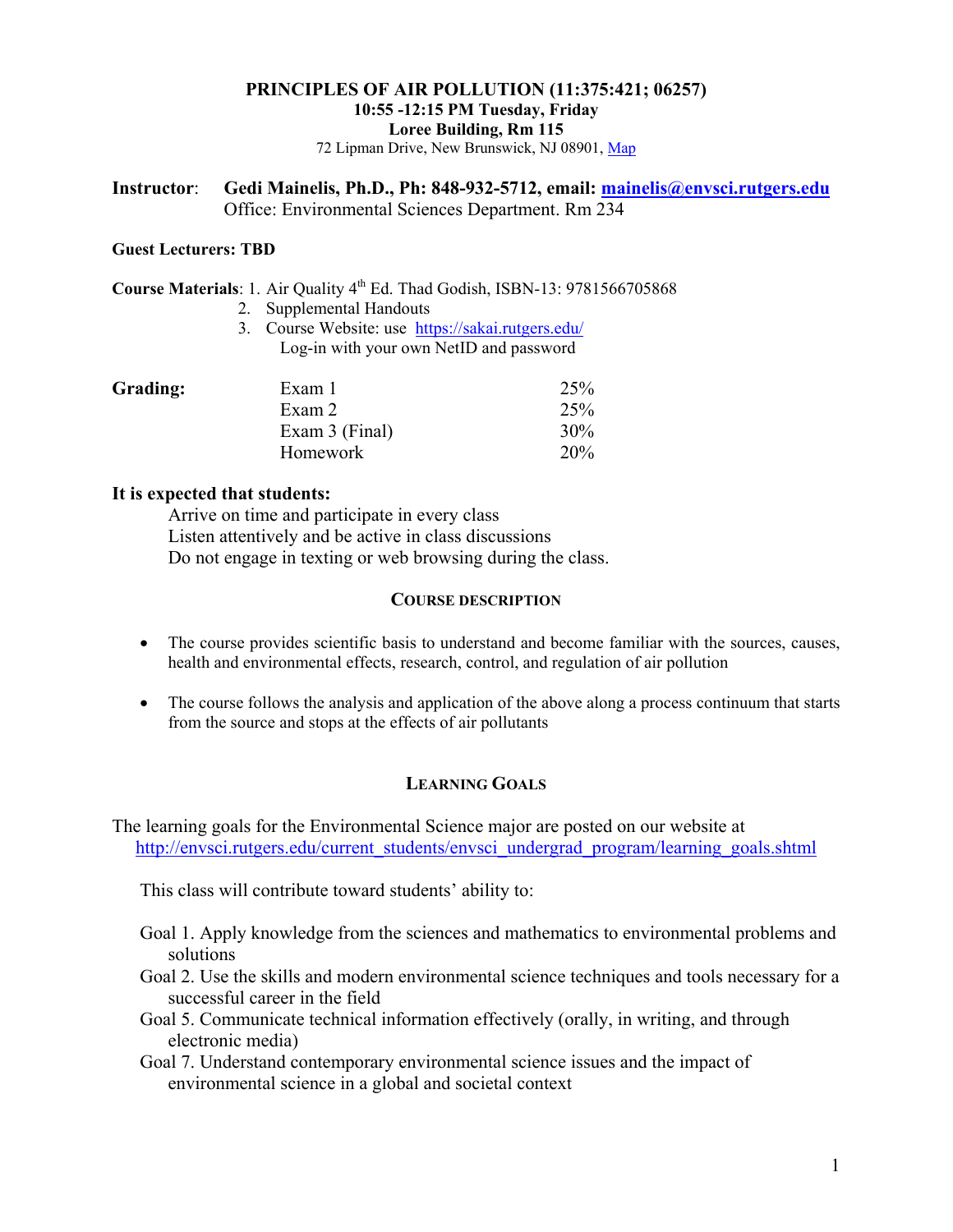# PRINCIPLES OF AIR POLLUTION (11:375:421; 06257)

**10:55 -12:15 PM Tuesday, Friday**

**Loree Building, Rm 115**

72 Lipman Drive, New Brunswick, NJ 08901, Map

**Instructor**: **Gedi Mainelis, Ph.D., Ph: 848-932-5712, email: mainelis@envsci.rutgers.edu**
Office: Environmental Sciences Department. Rm 234

**Guest Lecturers: TBD**

**Course Materials**:
1. Air Quality 4th Ed. Thad Godish, ISBN-13: 9781566705868
2. Supplemental Handouts
3. Course Website: use https://sakai.rutgers.edu/
   Log-in with your own NetID and password

**Grading:**

| | |
|---|---|
| Exam 1 | 25% |
| Exam 2 | 25% |
| Exam 3 (Final) | 30% |
| Homework | 20% |

**It is expected that students:**

Arrive on time and participate in every class
Listen attentively and be active in class discussions
Do not engage in texting or web browsing during the class.

## COURSE DESCRIPTION

- The course provides scientific basis to understand and become familiar with the sources, causes, health and environmental effects, research, control, and regulation of air pollution
- The course follows the analysis and application of the above along a process continuum that starts from the source and stops at the effects of air pollutants

## LEARNING GOALS

The learning goals for the Environmental Science major are posted on our website at
http://envsci.rutgers.edu/current_students/envsci_undergrad_program/learning_goals.shtml

This class will contribute toward students' ability to:

Goal 1. Apply knowledge from the sciences and mathematics to environmental problems and solutions
Goal 2. Use the skills and modern environmental science techniques and tools necessary for a successful career in the field
Goal 5. Communicate technical information effectively (orally, in writing, and through electronic media)
Goal 7. Understand contemporary environmental science issues and the impact of environmental science in a global and societal context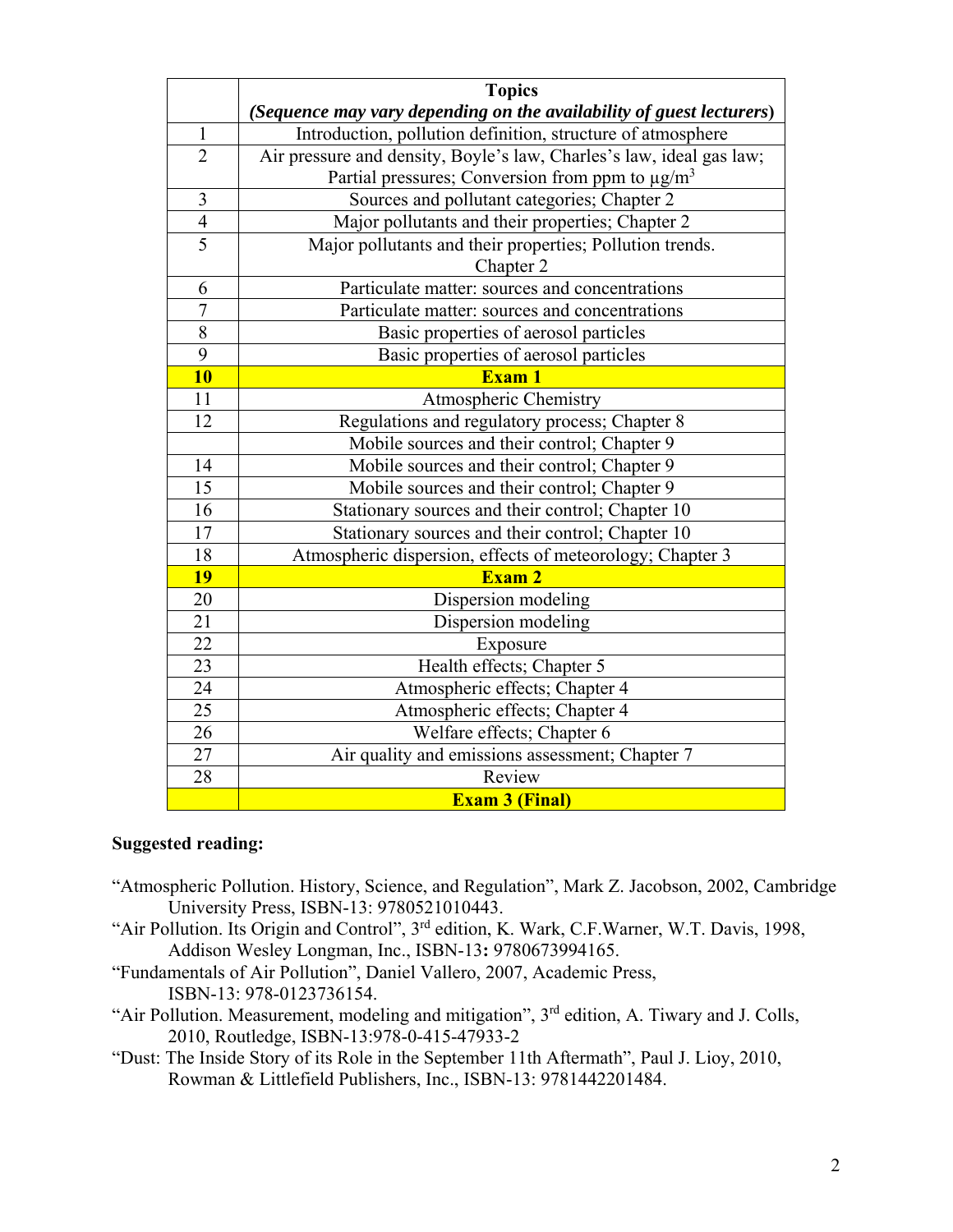| | **Topics** *(Sequence may vary depending on the availability of guest lecturers)* |
|---|---|
| 1 | Introduction, pollution definition, structure of atmosphere |
| 2 | Air pressure and density, Boyle's law, Charles's law, ideal gas law; Partial pressures; Conversion from ppm to μg/m$^3$ |
| 3 | Sources and pollutant categories; Chapter 2 |
| 4 | Major pollutants and their properties; Chapter 2 |
| 5 | Major pollutants and their properties; Pollution trends. Chapter 2 |
| 6 | Particulate matter: sources and concentrations |
| 7 | Particulate matter: sources and concentrations |
| 8 | Basic properties of aerosol particles |
| 9 | Basic properties of aerosol particles |
| **10** | **Exam 1** |
| 11 | Atmospheric Chemistry |
| 12 | Regulations and regulatory process; Chapter 8 |
| | Mobile sources and their control; Chapter 9 |
| 14 | Mobile sources and their control; Chapter 9 |
| 15 | Mobile sources and their control; Chapter 9 |
| 16 | Stationary sources and their control; Chapter 10 |
| 17 | Stationary sources and their control; Chapter 10 |
| 18 | Atmospheric dispersion, effects of meteorology; Chapter 3 |
| **19** | **Exam 2** |
| 20 | Dispersion modeling |
| 21 | Dispersion modeling |
| 22 | Exposure |
| 23 | Health effects; Chapter 5 |
| 24 | Atmospheric effects; Chapter 4 |
| 25 | Atmospheric effects; Chapter 4 |
| 26 | Welfare effects; Chapter 6 |
| 27 | Air quality and emissions assessment; Chapter 7 |
| 28 | Review |
| | **Exam 3 (Final)** |

**Suggested reading:**

"Atmospheric Pollution. History, Science, and Regulation", Mark Z. Jacobson, 2002, Cambridge University Press, ISBN-13: 9780521010443.

"Air Pollution. Its Origin and Control", 3rd edition, K. Wark, C.F.Warner, W.T. Davis, 1998, Addison Wesley Longman, Inc., ISBN-13**:** 9780673994165.

"Fundamentals of Air Pollution", Daniel Vallero, 2007, Academic Press, ISBN-13: 978-0123736154.

"Air Pollution. Measurement, modeling and mitigation", 3rd edition, A. Tiwary and J. Colls, 2010, Routledge, ISBN-13:978-0-415-47933-2

"Dust: The Inside Story of its Role in the September 11th Aftermath", Paul J. Lioy, 2010, Rowman & Littlefield Publishers, Inc., ISBN-13: 9781442201484.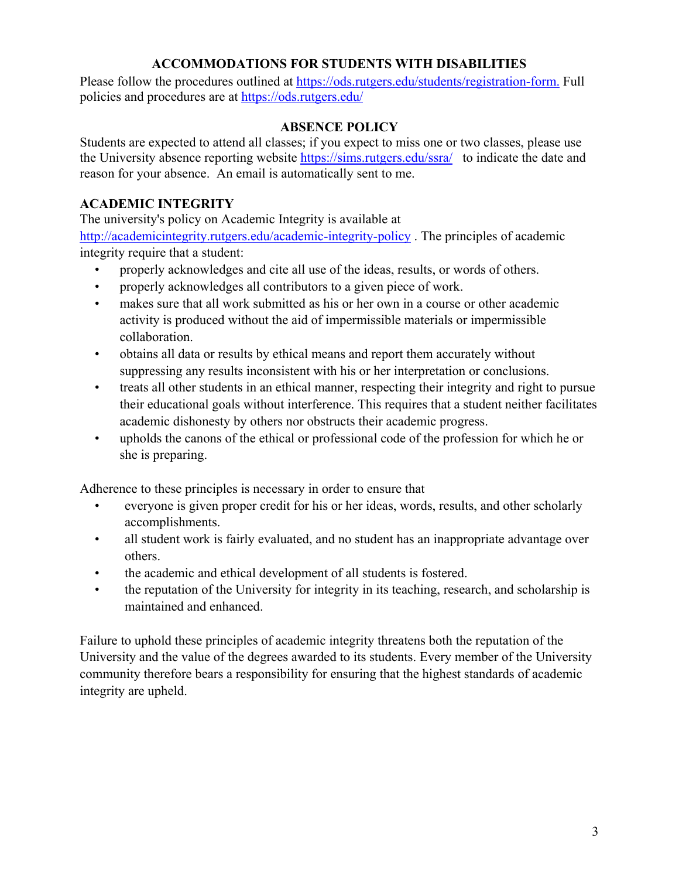## ACCOMMODATIONS FOR STUDENTS WITH DISABILITIES

Please follow the procedures outlined at [https://ods.rutgers.edu/students/registration-form.](https://ods.rutgers.edu/students/registration-form) Full policies and procedures are at [https://ods.rutgers.edu/](https://ods.rutgers.edu/)

## ABSENCE POLICY

Students are expected to attend all classes; if you expect to miss one or two classes, please use the University absence reporting website [https://sims.rutgers.edu/ssra/](https://sims.rutgers.edu/ssra/) to indicate the date and reason for your absence. An email is automatically sent to me.

## ACADEMIC INTEGRITY

The university's policy on Academic Integrity is available at [http://academicintegrity.rutgers.edu/academic-integrity-policy](http://academicintegrity.rutgers.edu/academic-integrity-policy) . The principles of academic integrity require that a student:

- properly acknowledges and cite all use of the ideas, results, or words of others.
- properly acknowledges all contributors to a given piece of work.
- makes sure that all work submitted as his or her own in a course or other academic activity is produced without the aid of impermissible materials or impermissible collaboration.
- obtains all data or results by ethical means and report them accurately without suppressing any results inconsistent with his or her interpretation or conclusions.
- treats all other students in an ethical manner, respecting their integrity and right to pursue their educational goals without interference. This requires that a student neither facilitates academic dishonesty by others nor obstructs their academic progress.
- upholds the canons of the ethical or professional code of the profession for which he or she is preparing.

Adherence to these principles is necessary in order to ensure that

- everyone is given proper credit for his or her ideas, words, results, and other scholarly accomplishments.
- all student work is fairly evaluated, and no student has an inappropriate advantage over others.
- the academic and ethical development of all students is fostered.
- the reputation of the University for integrity in its teaching, research, and scholarship is maintained and enhanced.

Failure to uphold these principles of academic integrity threatens both the reputation of the University and the value of the degrees awarded to its students. Every member of the University community therefore bears a responsibility for ensuring that the highest standards of academic integrity are upheld.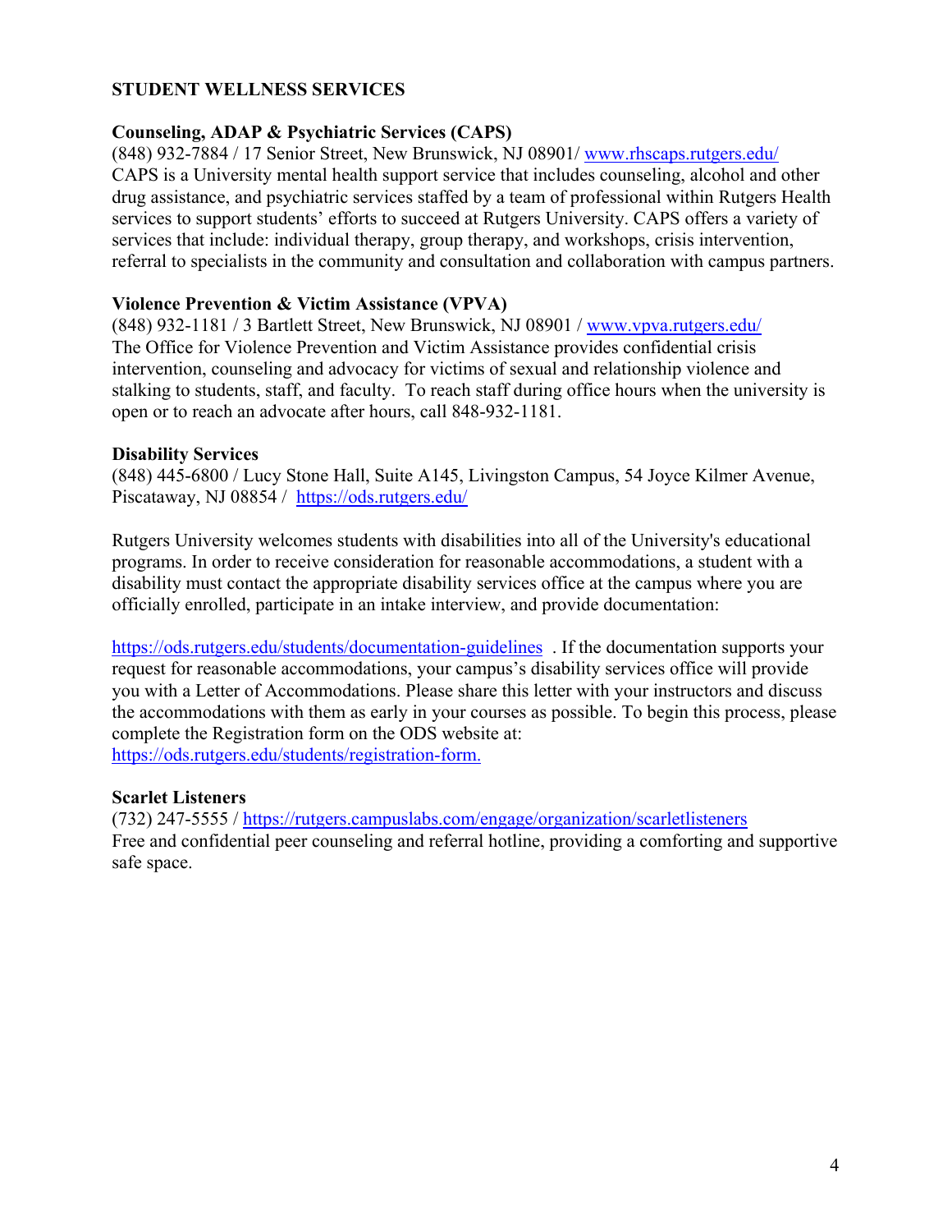## STUDENT WELLNESS SERVICES

### Counseling, ADAP & Psychiatric Services (CAPS)

(848) 932-7884 / 17 Senior Street, New Brunswick, NJ 08901/ [www.rhscaps.rutgers.edu/](www.rhscaps.rutgers.edu/)
CAPS is a University mental health support service that includes counseling, alcohol and other drug assistance, and psychiatric services staffed by a team of professional within Rutgers Health services to support students' efforts to succeed at Rutgers University. CAPS offers a variety of services that include: individual therapy, group therapy, and workshops, crisis intervention, referral to specialists in the community and consultation and collaboration with campus partners.

### Violence Prevention & Victim Assistance (VPVA)

(848) 932-1181 / 3 Bartlett Street, New Brunswick, NJ 08901 / [www.vpva.rutgers.edu/](www.vpva.rutgers.edu/)
The Office for Violence Prevention and Victim Assistance provides confidential crisis intervention, counseling and advocacy for victims of sexual and relationship violence and stalking to students, staff, and faculty. To reach staff during office hours when the university is open or to reach an advocate after hours, call 848-932-1181.

### Disability Services

(848) 445-6800 / Lucy Stone Hall, Suite A145, Livingston Campus, 54 Joyce Kilmer Avenue, Piscataway, NJ 08854 / [https://ods.rutgers.edu/](https://ods.rutgers.edu/)

Rutgers University welcomes students with disabilities into all of the University's educational programs. In order to receive consideration for reasonable accommodations, a student with a disability must contact the appropriate disability services office at the campus where you are officially enrolled, participate in an intake interview, and provide documentation:

[https://ods.rutgers.edu/students/documentation-guidelines](https://ods.rutgers.edu/students/documentation-guidelines) . If the documentation supports your request for reasonable accommodations, your campus's disability services office will provide you with a Letter of Accommodations. Please share this letter with your instructors and discuss the accommodations with them as early in your courses as possible. To begin this process, please complete the Registration form on the ODS website at: [https://ods.rutgers.edu/students/registration-form.](https://ods.rutgers.edu/students/registration-form)

### Scarlet Listeners

(732) 247-5555 / [https://rutgers.campuslabs.com/engage/organization/scarletlisteners](https://rutgers.campuslabs.com/engage/organization/scarletlisteners)
Free and confidential peer counseling and referral hotline, providing a comforting and supportive safe space.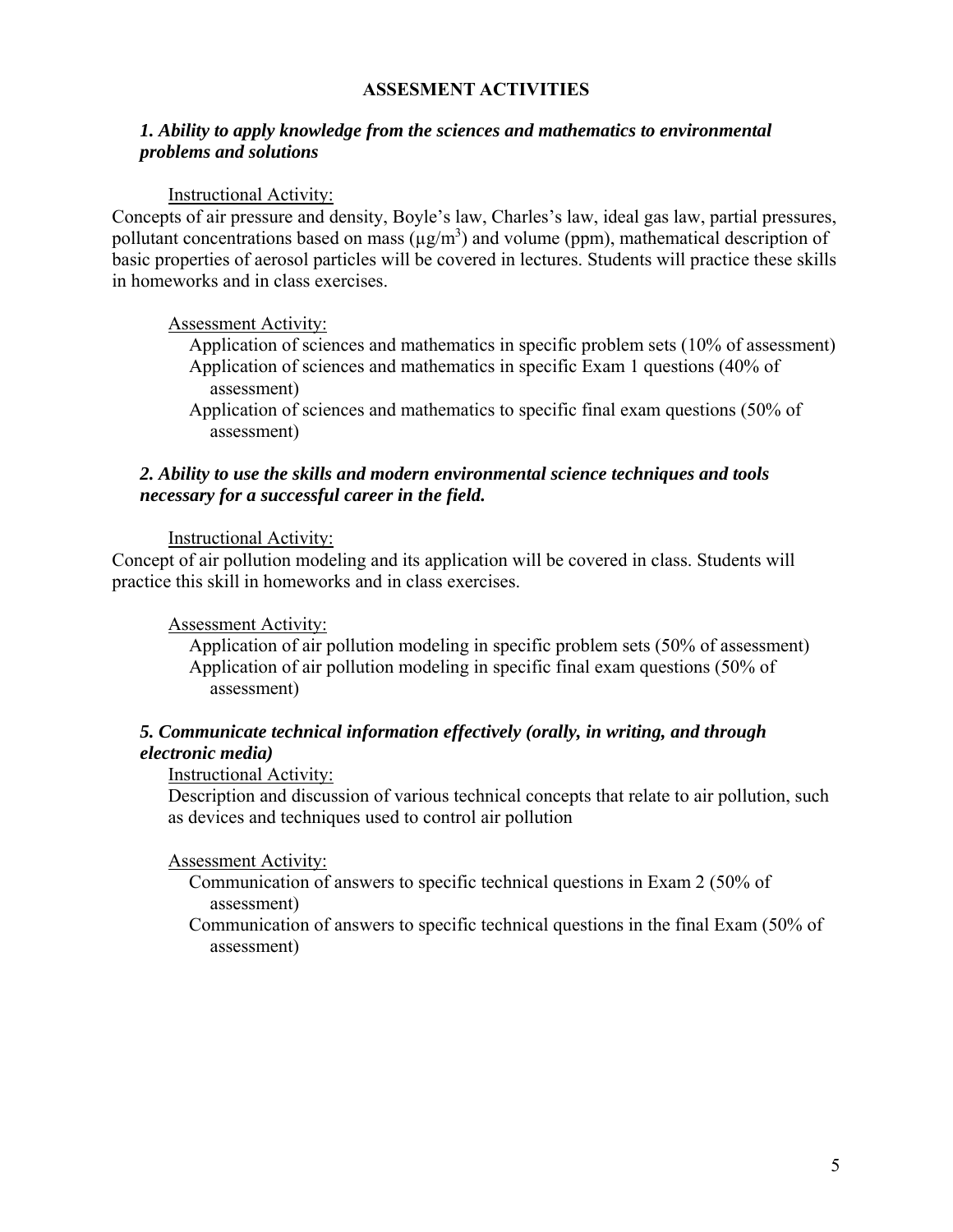## ASSESMENT ACTIVITIES

### *1. Ability to apply knowledge from the sciences and mathematics to environmental problems and solutions*

Instructional Activity:

Concepts of air pressure and density, Boyle's law, Charles's law, ideal gas law, partial pressures, pollutant concentrations based on mass ($\mu g/m^3$) and volume (ppm), mathematical description of basic properties of aerosol particles will be covered in lectures. Students will practice these skills in homeworks and in class exercises.

Assessment Activity:

- Application of sciences and mathematics in specific problem sets (10% of assessment)
- Application of sciences and mathematics in specific Exam 1 questions (40% of assessment)
- Application of sciences and mathematics to specific final exam questions (50% of assessment)

### *2. Ability to use the skills and modern environmental science techniques and tools necessary for a successful career in the field.*

Instructional Activity:

Concept of air pollution modeling and its application will be covered in class. Students will practice this skill in homeworks and in class exercises.

Assessment Activity:

- Application of air pollution modeling in specific problem sets (50% of assessment)
- Application of air pollution modeling in specific final exam questions (50% of assessment)

### *5. Communicate technical information effectively (orally, in writing, and through electronic media)*

Instructional Activity:

Description and discussion of various technical concepts that relate to air pollution, such as devices and techniques used to control air pollution

Assessment Activity:

- Communication of answers to specific technical questions in Exam 2 (50% of assessment)
- Communication of answers to specific technical questions in the final Exam (50% of assessment)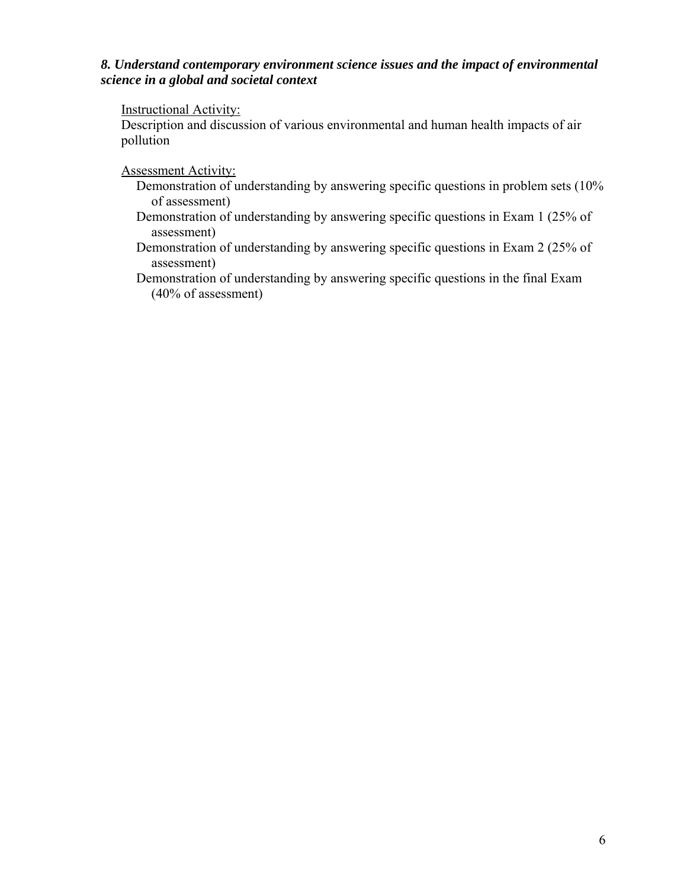***8. Understand contemporary environment science issues and the impact of environmental science in a global and societal context***

<u>Instructional Activity:</u>
Description and discussion of various environmental and human health impacts of air pollution

<u>Assessment Activity:</u>

- Demonstration of understanding by answering specific questions in problem sets (10% of assessment)
- Demonstration of understanding by answering specific questions in Exam 1 (25% of assessment)
- Demonstration of understanding by answering specific questions in Exam 2 (25% of assessment)
- Demonstration of understanding by answering specific questions in the final Exam (40% of assessment)